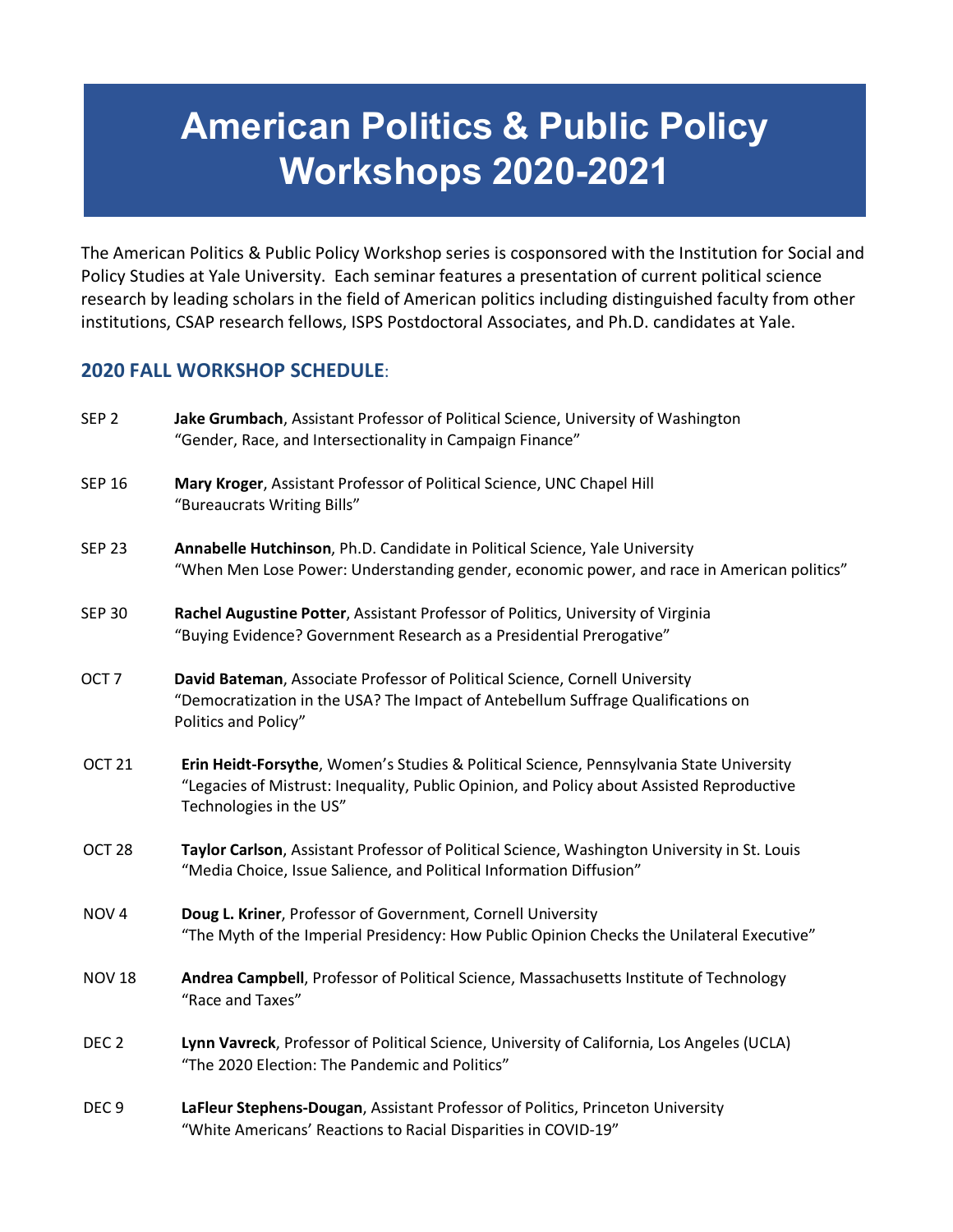# American Politics & Public Policy Workshops 2020-2021

The American Politics & Public Policy Workshop series is cosponsored with the Institution for Social and Policy Studies at Yale University. Each seminar features a presentation of current political science research by leading scholars in the field of American politics including distinguished faculty from other institutions, CSAP research fellows, ISPS Postdoctoral Associates, and Ph.D. candidates at Yale.

## 2020 FALL WORKSHOP SCHEDULE:

SEP 2 — **Jake Grumbach**, Assistant Professor of Political Science, University of Washington
"Gender, Race, and Intersectionality in Campaign Finance"

SEP 16 — **Mary Kroger**, Assistant Professor of Political Science, UNC Chapel Hill
"Bureaucrats Writing Bills"

SEP 23 — **Annabelle Hutchinson**, Ph.D. Candidate in Political Science, Yale University
"When Men Lose Power: Understanding gender, economic power, and race in American politics"

SEP 30 — **Rachel Augustine Potter**, Assistant Professor of Politics, University of Virginia
"Buying Evidence? Government Research as a Presidential Prerogative"

OCT 7 — **David Bateman**, Associate Professor of Political Science, Cornell University
"Democratization in the USA? The Impact of Antebellum Suffrage Qualifications on Politics and Policy"

OCT 21 — **Erin Heidt-Forsythe**, Women's Studies & Political Science, Pennsylvania State University
"Legacies of Mistrust: Inequality, Public Opinion, and Policy about Assisted Reproductive Technologies in the US"

OCT 28 — **Taylor Carlson**, Assistant Professor of Political Science, Washington University in St. Louis
"Media Choice, Issue Salience, and Political Information Diffusion"

NOV 4 — **Doug L. Kriner**, Professor of Government, Cornell University
"The Myth of the Imperial Presidency: How Public Opinion Checks the Unilateral Executive"

NOV 18 — **Andrea Campbell**, Professor of Political Science, Massachusetts Institute of Technology
"Race and Taxes"

DEC 2 — **Lynn Vavreck**, Professor of Political Science, University of California, Los Angeles (UCLA)
"The 2020 Election: The Pandemic and Politics"

DEC 9 — **LaFleur Stephens-Dougan**, Assistant Professor of Politics, Princeton University
"White Americans' Reactions to Racial Disparities in COVID-19"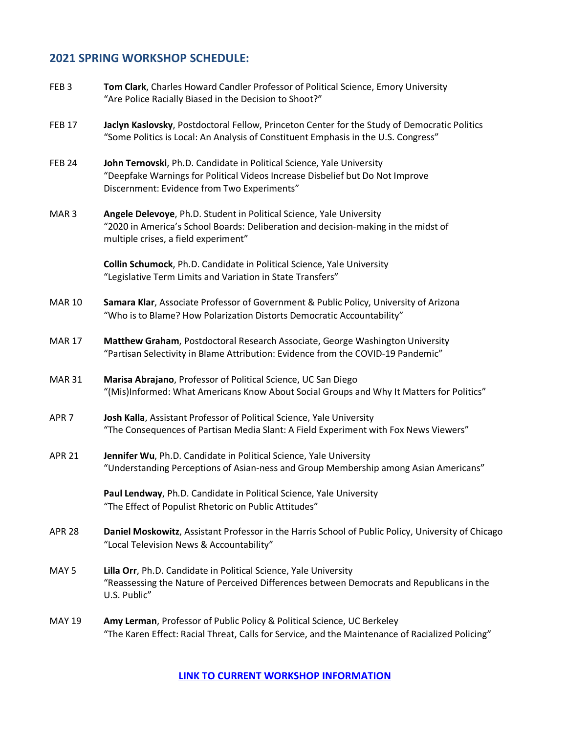## 2021 SPRING WORKSHOP SCHEDULE:

FEB 3 — **Tom Clark**, Charles Howard Candler Professor of Political Science, Emory University
"Are Police Racially Biased in the Decision to Shoot?"

FEB 17 — **Jaclyn Kaslovsky**, Postdoctoral Fellow, Princeton Center for the Study of Democratic Politics
"Some Politics is Local: An Analysis of Constituent Emphasis in the U.S. Congress"

FEB 24 — **John Ternovski**, Ph.D. Candidate in Political Science, Yale University
"Deepfake Warnings for Political Videos Increase Disbelief but Do Not Improve Discernment: Evidence from Two Experiments"

MAR 3 — **Angele Delevoye**, Ph.D. Student in Political Science, Yale University
"2020 in America's School Boards: Deliberation and decision-making in the midst of multiple crises, a field experiment"

**Collin Schumock**, Ph.D. Candidate in Political Science, Yale University
"Legislative Term Limits and Variation in State Transfers"

MAR 10 — **Samara Klar**, Associate Professor of Government & Public Policy, University of Arizona
"Who is to Blame? How Polarization Distorts Democratic Accountability"

MAR 17 — **Matthew Graham**, Postdoctoral Research Associate, George Washington University
"Partisan Selectivity in Blame Attribution: Evidence from the COVID-19 Pandemic"

MAR 31 — **Marisa Abrajano**, Professor of Political Science, UC San Diego
"(Mis)Informed: What Americans Know About Social Groups and Why It Matters for Politics"

APR 7 — **Josh Kalla**, Assistant Professor of Political Science, Yale University
"The Consequences of Partisan Media Slant: A Field Experiment with Fox News Viewers"

APR 21 — **Jennifer Wu**, Ph.D. Candidate in Political Science, Yale University
"Understanding Perceptions of Asian-ness and Group Membership among Asian Americans"

**Paul Lendway**, Ph.D. Candidate in Political Science, Yale University
"The Effect of Populist Rhetoric on Public Attitudes"

APR 28 — **Daniel Moskowitz**, Assistant Professor in the Harris School of Public Policy, University of Chicago
"Local Television News & Accountability"

MAY 5 — **Lilla Orr**, Ph.D. Candidate in Political Science, Yale University
"Reassessing the Nature of Perceived Differences between Democrats and Republicans in the U.S. Public"

MAY 19 — **Amy Lerman**, Professor of Public Policy & Political Science, UC Berkeley
"The Karen Effect: Racial Threat, Calls for Service, and the Maintenance of Racialized Policing"

**LINK TO CURRENT WORKSHOP INFORMATION**